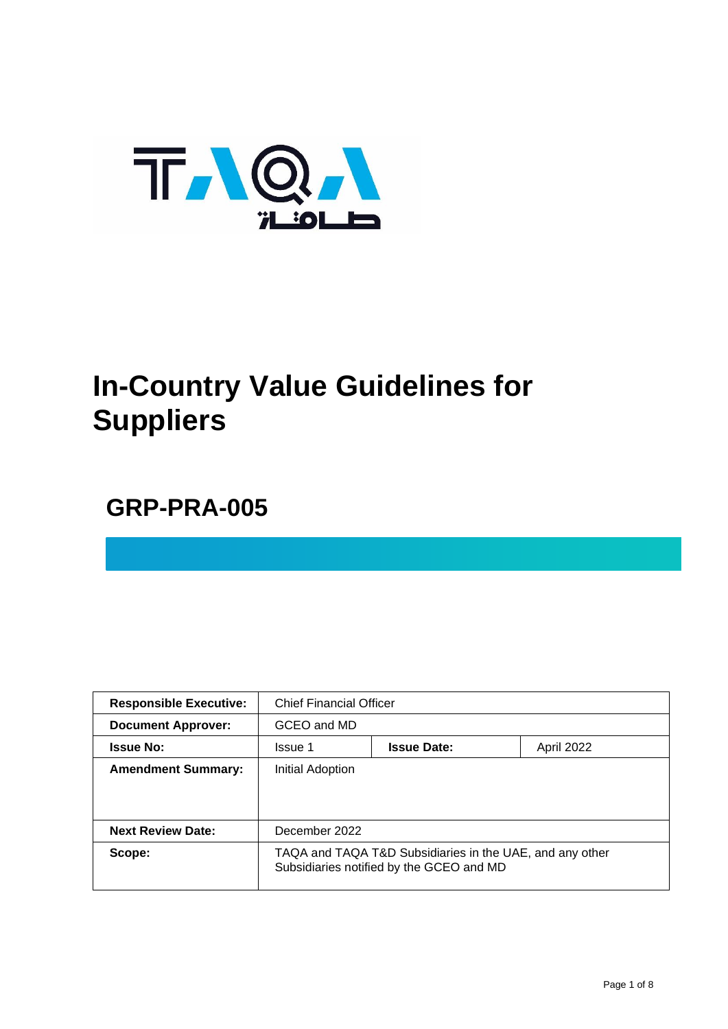# In-Country Value Guidelines for Suppliers

## GRP-PRA-005

| | | | |
|---|---|---|---|
| **Responsible Executive:** | Chief Financial Officer | | |
| **Document Approver:** | GCEO and MD | | |
| **Issue No:** | Issue 1 | **Issue Date:** | April 2022 |
| **Amendment Summary:** | Initial Adoption | | |
| **Next Review Date:** | December 2022 | | |
| **Scope:** | TAQA and TAQA T&D Subsidiaries in the UAE, and any other Subsidiaries notified by the GCEO and MD | | |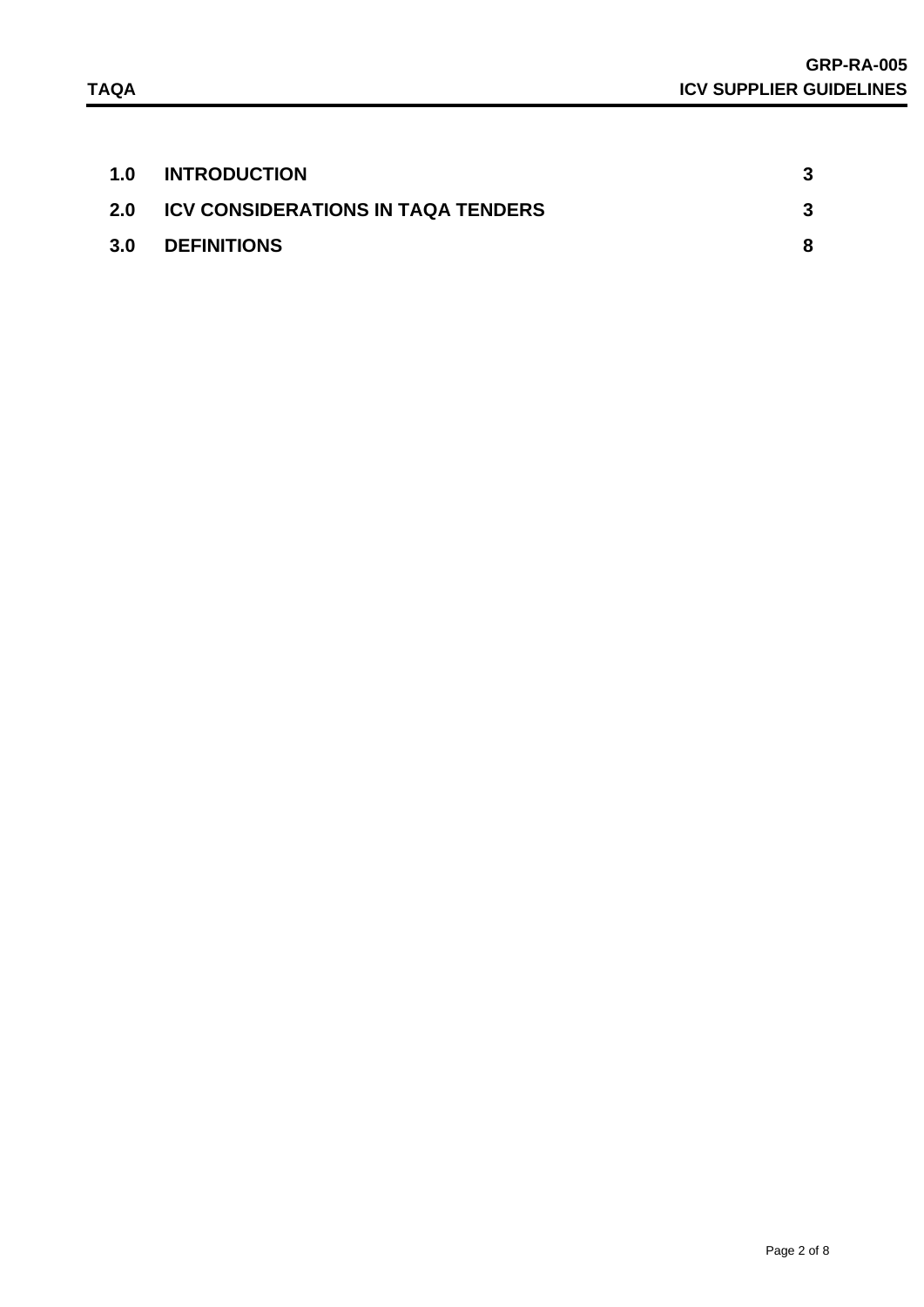| | | |
|---|---|---|
| **1.0** | **INTRODUCTION** | **3** |
| **2.0** | **ICV CONSIDERATIONS IN TAQA TENDERS** | **3** |
| **3.0** | **DEFINITIONS** | **8** |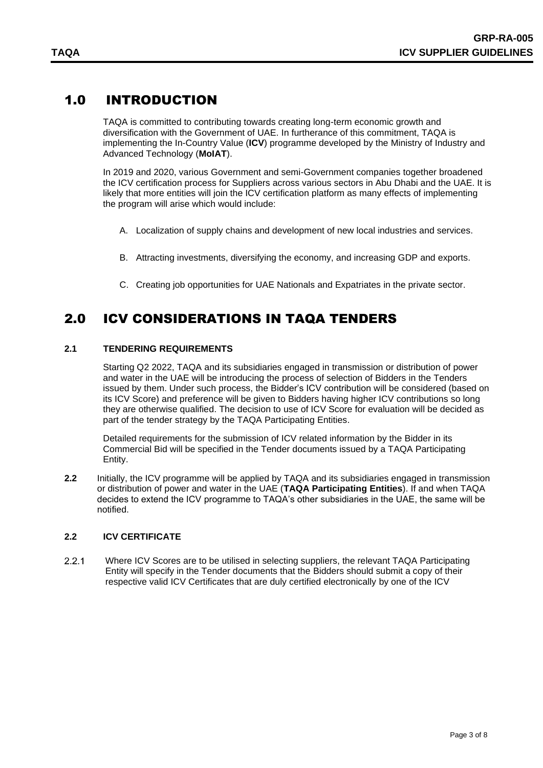# 1.0 INTRODUCTION

TAQA is committed to contributing towards creating long-term economic growth and diversification with the Government of UAE. In furtherance of this commitment, TAQA is implementing the In-Country Value (**ICV**) programme developed by the Ministry of Industry and Advanced Technology (**MoIAT**).

In 2019 and 2020, various Government and semi-Government companies together broadened the ICV certification process for Suppliers across various sectors in Abu Dhabi and the UAE. It is likely that more entities will join the ICV certification platform as many effects of implementing the program will arise which would include:

A. Localization of supply chains and development of new local industries and services.

B. Attracting investments, diversifying the economy, and increasing GDP and exports.

C. Creating job opportunities for UAE Nationals and Expatriates in the private sector.

# 2.0 ICV CONSIDERATIONS IN TAQA TENDERS

### 2.1 TENDERING REQUIREMENTS

Starting Q2 2022, TAQA and its subsidiaries engaged in transmission or distribution of power and water in the UAE will be introducing the process of selection of Bidders in the Tenders issued by them. Under such process, the Bidder's ICV contribution will be considered (based on its ICV Score) and preference will be given to Bidders having higher ICV contributions so long they are otherwise qualified. The decision to use of ICV Score for evaluation will be decided as part of the tender strategy by the TAQA Participating Entities.

Detailed requirements for the submission of ICV related information by the Bidder in its Commercial Bid will be specified in the Tender documents issued by a TAQA Participating Entity.

**2.2** Initially, the ICV programme will be applied by TAQA and its subsidiaries engaged in transmission or distribution of power and water in the UAE (**TAQA Participating Entities**). If and when TAQA decides to extend the ICV programme to TAQA's other subsidiaries in the UAE, the same will be notified.

### 2.2 ICV CERTIFICATE

2.2.1 Where ICV Scores are to be utilised in selecting suppliers, the relevant TAQA Participating Entity will specify in the Tender documents that the Bidders should submit a copy of their respective valid ICV Certificates that are duly certified electronically by one of the ICV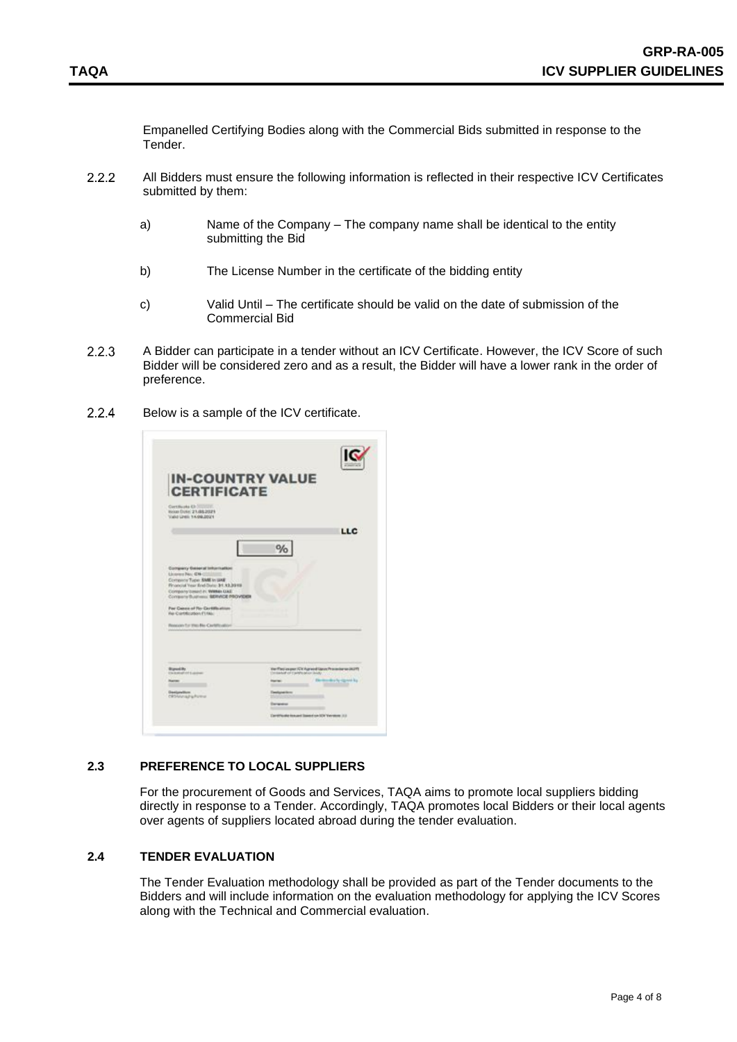Empanelled Certifying Bodies along with the Commercial Bids submitted in response to the Tender.

2.2.2 All Bidders must ensure the following information is reflected in their respective ICV Certificates submitted by them:

a) Name of the Company – The company name shall be identical to the entity submitting the Bid

b) The License Number in the certificate of the bidding entity

c) Valid Until – The certificate should be valid on the date of submission of the Commercial Bid

2.2.3 A Bidder can participate in a tender without an ICV Certificate. However, the ICV Score of such Bidder will be considered zero and as a result, the Bidder will have a lower rank in the order of preference.

2.2.4 Below is a sample of the ICV certificate.

## 2.3 PREFERENCE TO LOCAL SUPPLIERS

For the procurement of Goods and Services, TAQA aims to promote local suppliers bidding directly in response to a Tender. Accordingly, TAQA promotes local Bidders or their local agents over agents of suppliers located abroad during the tender evaluation.

## 2.4 TENDER EVALUATION

The Tender Evaluation methodology shall be provided as part of the Tender documents to the Bidders and will include information on the evaluation methodology for applying the ICV Scores along with the Technical and Commercial evaluation.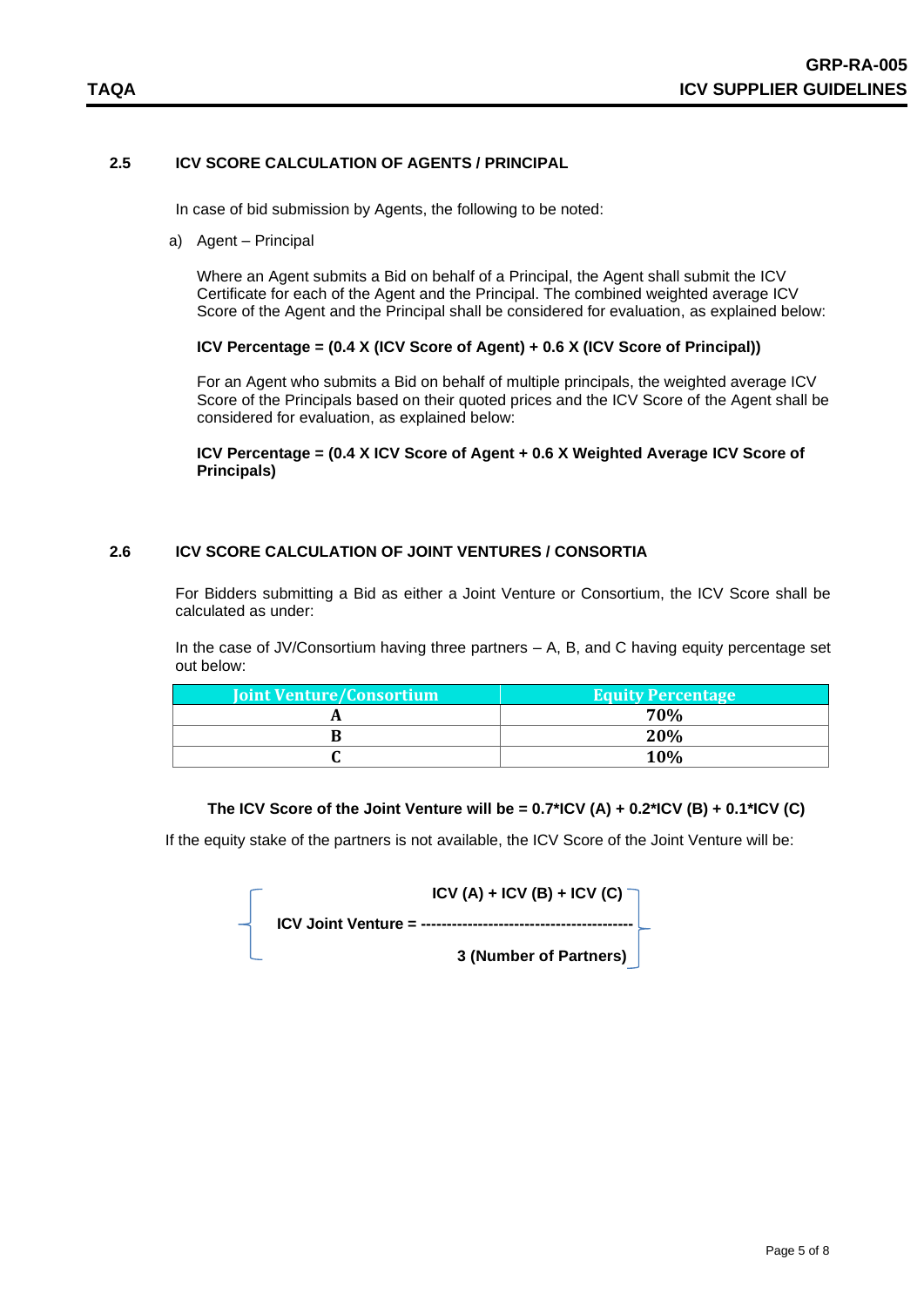## 2.5 ICV SCORE CALCULATION OF AGENTS / PRINCIPAL

In case of bid submission by Agents, the following to be noted:

a) Agent – Principal

Where an Agent submits a Bid on behalf of a Principal, the Agent shall submit the ICV Certificate for each of the Agent and the Principal. The combined weighted average ICV Score of the Agent and the Principal shall be considered for evaluation, as explained below:

**ICV Percentage = (0.4 X (ICV Score of Agent) + 0.6 X (ICV Score of Principal))**

For an Agent who submits a Bid on behalf of multiple principals, the weighted average ICV Score of the Principals based on their quoted prices and the ICV Score of the Agent shall be considered for evaluation, as explained below:

**ICV Percentage = (0.4 X ICV Score of Agent + 0.6 X Weighted Average ICV Score of Principals)**

## 2.6 ICV SCORE CALCULATION OF JOINT VENTURES / CONSORTIA

For Bidders submitting a Bid as either a Joint Venture or Consortium, the ICV Score shall be calculated as under:

In the case of JV/Consortium having three partners – A, B, and C having equity percentage set out below:

| Joint Venture/Consortium | Equity Percentage |
|---|---|
| **A** | **70%** |
| **B** | **20%** |
| **C** | **10%** |

**The ICV Score of the Joint Venture will be = 0.7*ICV (A) + 0.2*ICV (B) + 0.1*ICV (C)**

If the equity stake of the partners is not available, the ICV Score of the Joint Venture will be:

$$\text{ICV Joint Venture} = \left\{ \frac{\text{ICV (A)} + \text{ICV (B)} + \text{ICV (C)}}{\text{3 (Number of Partners)}} \right\}$$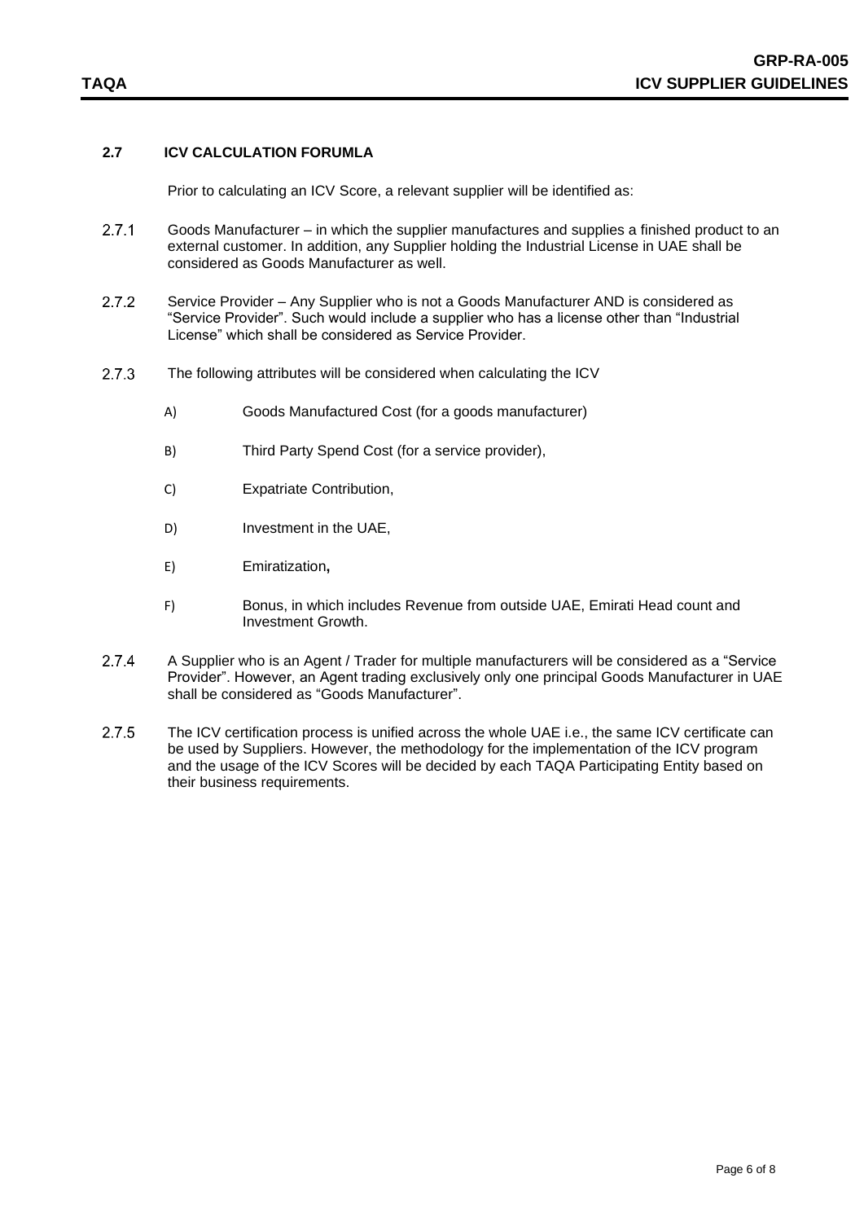## 2.7 ICV CALCULATION FORUMLA

Prior to calculating an ICV Score, a relevant supplier will be identified as:

2.7.1 Goods Manufacturer – in which the supplier manufactures and supplies a finished product to an external customer. In addition, any Supplier holding the Industrial License in UAE shall be considered as Goods Manufacturer as well.

2.7.2 Service Provider – Any Supplier who is not a Goods Manufacturer AND is considered as "Service Provider". Such would include a supplier who has a license other than "Industrial License" which shall be considered as Service Provider.

2.7.3 The following attributes will be considered when calculating the ICV

- A) Goods Manufactured Cost (for a goods manufacturer)
- B) Third Party Spend Cost (for a service provider),
- C) Expatriate Contribution,
- D) Investment in the UAE,
- E) Emiratization**,**
- F) Bonus, in which includes Revenue from outside UAE, Emirati Head count and Investment Growth.

2.7.4 A Supplier who is an Agent / Trader for multiple manufacturers will be considered as a "Service Provider". However, an Agent trading exclusively only one principal Goods Manufacturer in UAE shall be considered as "Goods Manufacturer".

2.7.5 The ICV certification process is unified across the whole UAE i.e., the same ICV certificate can be used by Suppliers. However, the methodology for the implementation of the ICV program and the usage of the ICV Scores will be decided by each TAQA Participating Entity based on their business requirements.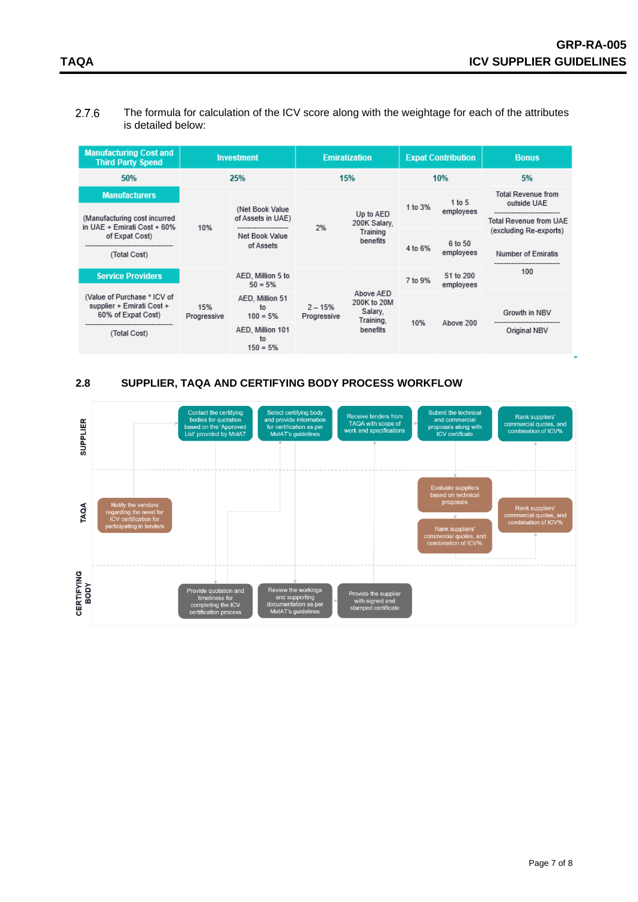2.7.6 The formula for calculation of the ICV score along with the weightage for each of the attributes is detailed below:

| Manufacturing Cost and Third Party Spend | Investment | | Emiratization | | Expat Contribution | | Bonus |
|---|---|---|---|---|---|---|---|
| 50% | 25% | | 15% | | 10% | | 5% |
| **Manufacturers**<br><br>(Manufacturing cost incurred in UAE + Emirati Cost + 60% of Expat Cost)<br>------------------------------<br>(Total Cost) | 10% | (Net Book Value of Assets in UAE)<br>--------------------<br>Net Book Value of Assets | 2% | Up to AED 200K Salary, Training benefits | 1 to 3% | 1 to 5 employees | Total Revenue from outside UAE<br>--------------------<br>Total Revenue from UAE (excluding Re-exports) |
| | | | | | 4 to 6% | 6 to 50 employees | Number of Emiratis<br>--------------------<br>100 |
| **Service Providers**<br><br>(Value of Purchase * ICV of supplier + Emirati Cost + 60% of Expat Cost)<br>------------------------------<br>(Total Cost) | 15% Progressive | AED, Million 5 to 50 = 5% | 2 – 15% Progressive | Above AED 200K to 20M Salary, Training, benefits | 7 to 9% | 51 to 200 employees | |
| | | AED, Million 51 to 100 = 5% | | | 10% | Above 200 | Growth in NBV<br>--------------------<br>Original NBV |
| | | AED, Million 101 to 150 = 5% | | | | | |

## 2.8 SUPPLIER, TAQA AND CERTIFYING BODY PROCESS WORKFLOW

**SUPPLIER**
- Contact the certifying bodies for quotation based on the 'Approved List' provided by MoIAT
- Select certifying body and provide information for certification as per MoIAT's guidelines
- Receive tenders from TAQA with scope of work and specifications
- Submit the technical and commercial proposals along with ICV certificate
- Rank suppliers' commercial quotes, and combination of ICV%

**TAQA**
- Notify the vendors regarding the need for ICV certification for participating in tenders
- Evaluate suppliers based on technical proposals
- Rank suppliers' commercial quotes, and combination of ICV%
- Rank suppliers' commercial quotes, and combination of ICV%

**CERTIFYING BODY**
- Provide quotation and timeliness for completing the ICV certification process
- Review the workings and supporting documentation as per MoIAT's guidelines
- Provide the supplier with signed and stamped certificate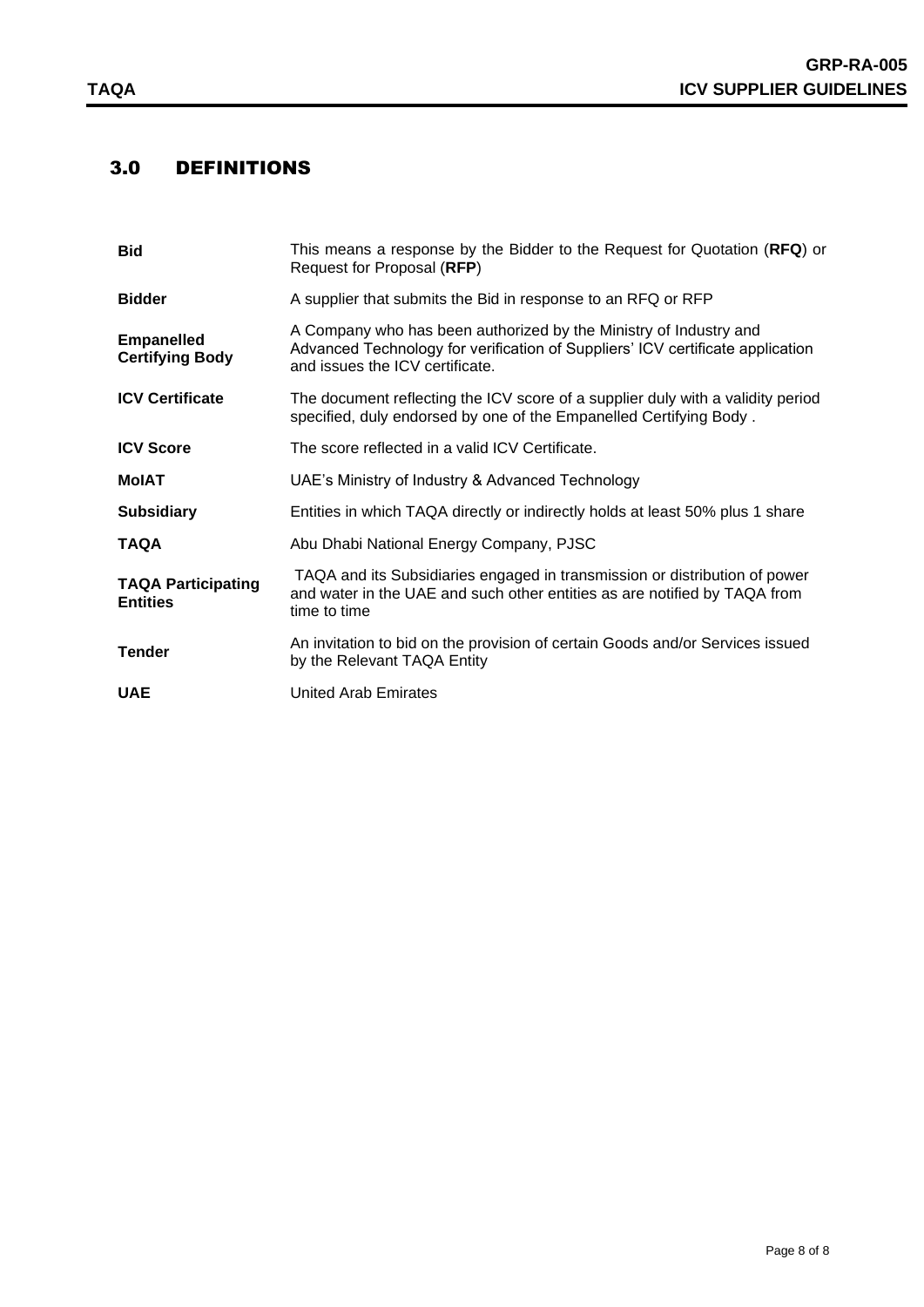## 3.0 DEFINITIONS

| | |
|---|---|
| **Bid** | This means a response by the Bidder to the Request for Quotation (**RFQ**) or Request for Proposal (**RFP**) |
| **Bidder** | A supplier that submits the Bid in response to an RFQ or RFP |
| **Empanelled Certifying Body** | A Company who has been authorized by the Ministry of Industry and Advanced Technology for verification of Suppliers' ICV certificate application and issues the ICV certificate. |
| **ICV Certificate** | The document reflecting the ICV score of a supplier duly with a validity period specified, duly endorsed by one of the Empanelled Certifying Body . |
| **ICV Score** | The score reflected in a valid ICV Certificate. |
| **MoIAT** | UAE's Ministry of Industry & Advanced Technology |
| **Subsidiary** | Entities in which TAQA directly or indirectly holds at least 50% plus 1 share |
| **TAQA** | Abu Dhabi National Energy Company, PJSC |
| **TAQA Participating Entities** | TAQA and its Subsidiaries engaged in transmission or distribution of power and water in the UAE and such other entities as are notified by TAQA from time to time |
| **Tender** | An invitation to bid on the provision of certain Goods and/or Services issued by the Relevant TAQA Entity |
| **UAE** | United Arab Emirates |